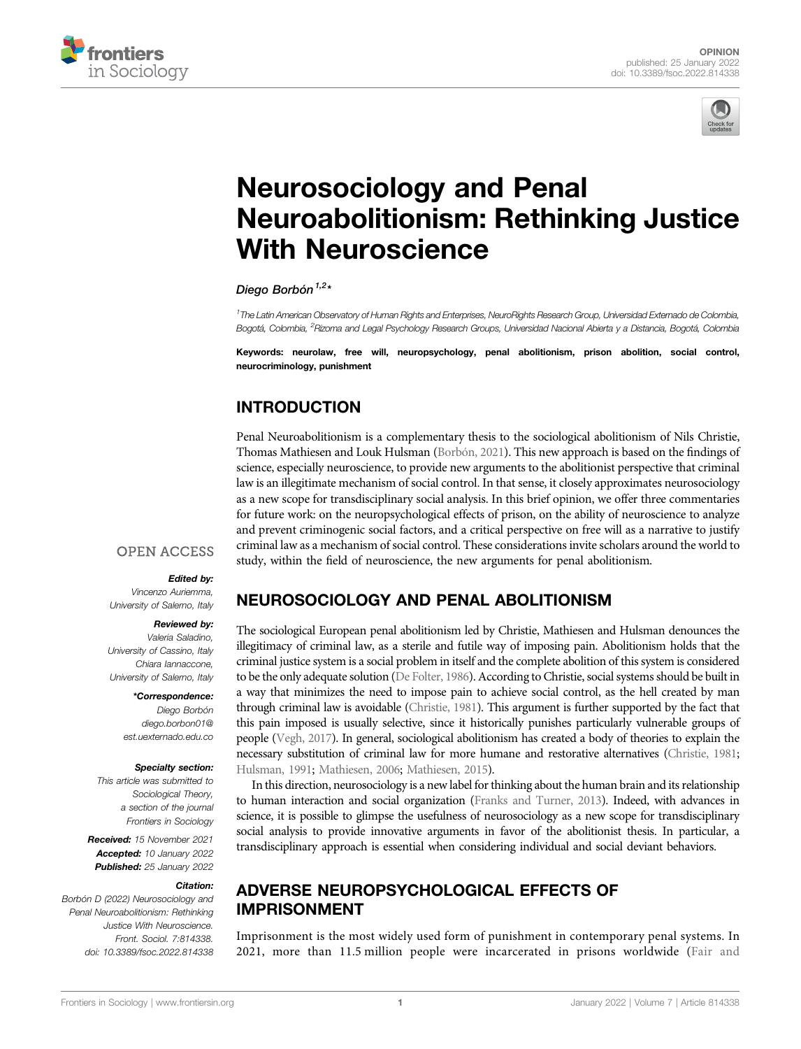OPINION
published: 25 January 2022
doi: 10.3389/fsoc.2022.814338

# Neurosociology and Penal Neuroabolitionism: Rethinking Justice With Neuroscience

*Diego Borbón*[1,2]*

[1]The Latin American Observatory of Human Rights and Enterprises, NeuroRights Research Group, Universidad Externado de Colombia, Bogotá, Colombia, [2]Rizoma and Legal Psychology Research Groups, Universidad Nacional Abierta y a Distancia, Bogotá, Colombia

**Keywords: neurolaw, free will, neuropsychology, penal abolitionism, prison abolition, social control, neurocriminology, punishment**

OPEN ACCESS

***Edited by:***
*Vincenzo Auriemma,*
*University of Salerno, Italy*

***Reviewed by:***
*Valeria Saladino,*
*University of Cassino, Italy*
*Chiara Iannaccone,*
*University of Salerno, Italy*

***\*Correspondence:***
*Diego Borbón*
*diego.borbon01@est.uexternado.edu.co*

***Specialty section:***
*This article was submitted to Sociological Theory, a section of the journal Frontiers in Sociology*

***Received:*** *15 November 2021*
***Accepted:*** *10 January 2022*
***Published:*** *25 January 2022*

***Citation:***
*Borbón D (2022) Neurosociology and Penal Neuroabolitionism: Rethinking Justice With Neuroscience. Front. Sociol. 7:814338. doi: 10.3389/fsoc.2022.814338*

## INTRODUCTION

Penal Neuroabolitionism is a complementary thesis to the sociological abolitionism of Nils Christie, Thomas Mathiesen and Louk Hulsman (Borbón, 2021). This new approach is based on the findings of science, especially neuroscience, to provide new arguments to the abolitionist perspective that criminal law is an illegitimate mechanism of social control. In that sense, it closely approximates neurosociology as a new scope for transdisciplinary social analysis. In this brief opinion, we offer three commentaries for future work: on the neuropsychological effects of prison, on the ability of neuroscience to analyze and prevent criminogenic social factors, and a critical perspective on free will as a narrative to justify criminal law as a mechanism of social control. These considerations invite scholars around the world to study, within the field of neuroscience, the new arguments for penal abolitionism.

## NEUROSOCIOLOGY AND PENAL ABOLITIONISM

The sociological European penal abolitionism led by Christie, Mathiesen and Hulsman denounces the illegitimacy of criminal law, as a sterile and futile way of imposing pain. Abolitionism holds that the criminal justice system is a social problem in itself and the complete abolition of this system is considered to be the only adequate solution (De Folter, 1986). According to Christie, social systems should be built in a way that minimizes the need to impose pain to achieve social control, as the hell created by man through criminal law is avoidable (Christie, 1981). This argument is further supported by the fact that this pain imposed is usually selective, since it historically punishes particularly vulnerable groups of people (Vegh, 2017). In general, sociological abolitionism has created a body of theories to explain the necessary substitution of criminal law for more humane and restorative alternatives (Christie, 1981; Hulsman, 1991; Mathiesen, 2006; Mathiesen, 2015).

In this direction, neurosociology is a new label for thinking about the human brain and its relationship to human interaction and social organization (Franks and Turner, 2013). Indeed, with advances in science, it is possible to glimpse the usefulness of neurosociology as a new scope for transdisciplinary social analysis to provide innovative arguments in favor of the abolitionist thesis. In particular, a transdisciplinary approach is essential when considering individual and social deviant behaviors.

## ADVERSE NEUROPSYCHOLOGICAL EFFECTS OF IMPRISONMENT

Imprisonment is the most widely used form of punishment in contemporary penal systems. In 2021, more than 11.5 million people were incarcerated in prisons worldwide (Fair and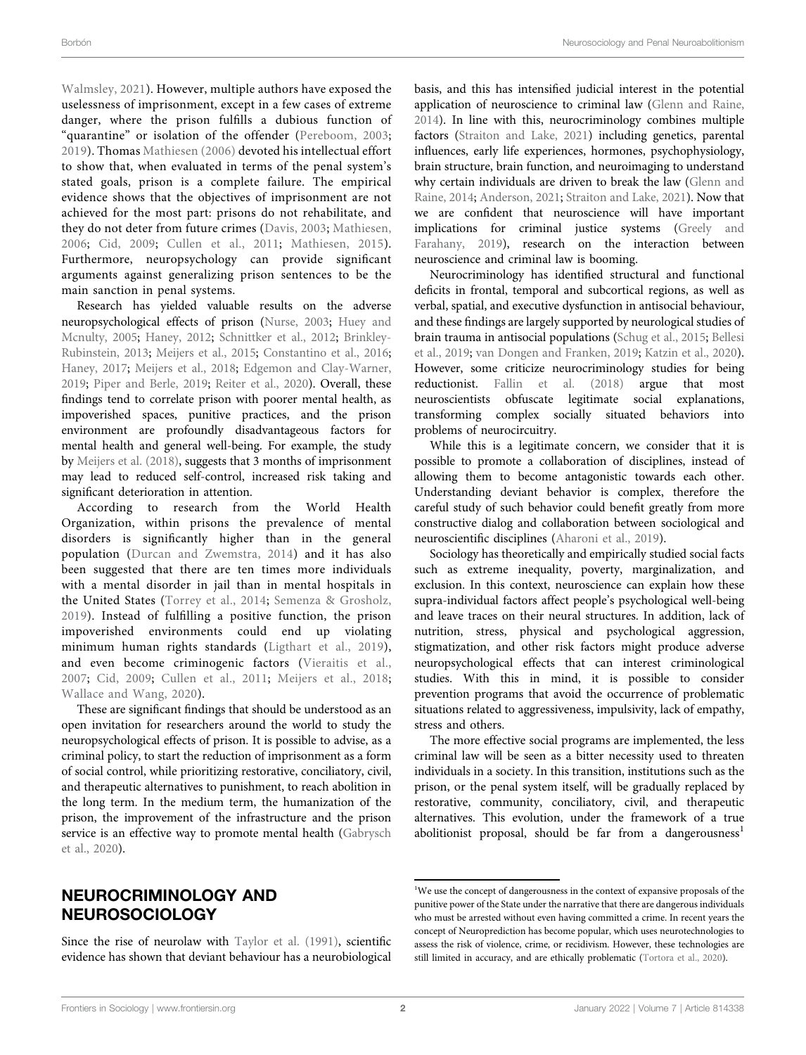Walmsley, 2021). However, multiple authors have exposed the uselessness of imprisonment, except in a few cases of extreme danger, where the prison fulfills a dubious function of "quarantine" or isolation of the offender (Pereboom, 2003; 2019). Thomas Mathiesen (2006) devoted his intellectual effort to show that, when evaluated in terms of the penal system's stated goals, prison is a complete failure. The empirical evidence shows that the objectives of imprisonment are not achieved for the most part: prisons do not rehabilitate, and they do not deter from future crimes (Davis, 2003; Mathiesen, 2006; Cid, 2009; Cullen et al., 2011; Mathiesen, 2015). Furthermore, neuropsychology can provide significant arguments against generalizing prison sentences to be the main sanction in penal systems.

Research has yielded valuable results on the adverse neuropsychological effects of prison (Nurse, 2003; Huey and Mcnulty, 2005; Haney, 2012; Schnittker et al., 2012; Brinkley-Rubinstein, 2013; Meijers et al., 2015; Constantino et al., 2016; Haney, 2017; Meijers et al., 2018; Edgemon and Clay-Warner, 2019; Piper and Berle, 2019; Reiter et al., 2020). Overall, these findings tend to correlate prison with poorer mental health, as impoverished spaces, punitive practices, and the prison environment are profoundly disadvantageous factors for mental health and general well-being. For example, the study by Meijers et al. (2018), suggests that 3 months of imprisonment may lead to reduced self-control, increased risk taking and significant deterioration in attention.

According to research from the World Health Organization, within prisons the prevalence of mental disorders is significantly higher than in the general population (Durcan and Zwemstra, 2014) and it has also been suggested that there are ten times more individuals with a mental disorder in jail than in mental hospitals in the United States (Torrey et al., 2014; Semenza & Grosholz, 2019). Instead of fulfilling a positive function, the prison impoverished environments could end up violating minimum human rights standards (Ligthart et al., 2019), and even become criminogenic factors (Vieraitis et al., 2007; Cid, 2009; Cullen et al., 2011; Meijers et al., 2018; Wallace and Wang, 2020).

These are significant findings that should be understood as an open invitation for researchers around the world to study the neuropsychological effects of prison. It is possible to advise, as a criminal policy, to start the reduction of imprisonment as a form of social control, while prioritizing restorative, conciliatory, civil, and therapeutic alternatives to punishment, to reach abolition in the long term. In the medium term, the humanization of the prison, the improvement of the infrastructure and the prison service is an effective way to promote mental health (Gabrysch et al., 2020).

## NEUROCRIMINOLOGY AND NEUROSOCIOLOGY

Since the rise of neurolaw with Taylor et al. (1991), scientific evidence has shown that deviant behaviour has a neurobiological basis, and this has intensified judicial interest in the potential application of neuroscience to criminal law (Glenn and Raine, 2014). In line with this, neurocriminology combines multiple factors (Straiton and Lake, 2021) including genetics, parental influences, early life experiences, hormones, psychophysiology, brain structure, brain function, and neuroimaging to understand why certain individuals are driven to break the law (Glenn and Raine, 2014; Anderson, 2021; Straiton and Lake, 2021). Now that we are confident that neuroscience will have important implications for criminal justice systems (Greely and Farahany, 2019), research on the interaction between neuroscience and criminal law is booming.

Neurocriminology has identified structural and functional deficits in frontal, temporal and subcortical regions, as well as verbal, spatial, and executive dysfunction in antisocial behaviour, and these findings are largely supported by neurological studies of brain trauma in antisocial populations (Schug et al., 2015; Bellesi et al., 2019; van Dongen and Franken, 2019; Katzin et al., 2020). However, some criticize neurocriminology studies for being reductionist. Fallin et al. (2018) argue that most neuroscientists obfuscate legitimate social explanations, transforming complex socially situated behaviors into problems of neurocircuitry.

While this is a legitimate concern, we consider that it is possible to promote a collaboration of disciplines, instead of allowing them to become antagonistic towards each other. Understanding deviant behavior is complex, therefore the careful study of such behavior could benefit greatly from more constructive dialog and collaboration between sociological and neuroscientific disciplines (Aharoni et al., 2019).

Sociology has theoretically and empirically studied social facts such as extreme inequality, poverty, marginalization, and exclusion. In this context, neuroscience can explain how these supra-individual factors affect people's psychological well-being and leave traces on their neural structures. In addition, lack of nutrition, stress, physical and psychological aggression, stigmatization, and other risk factors might produce adverse neuropsychological effects that can interest criminological studies. With this in mind, it is possible to consider prevention programs that avoid the occurrence of problematic situations related to aggressiveness, impulsivity, lack of empathy, stress and others.

The more effective social programs are implemented, the less criminal law will be seen as a bitter necessity used to threaten individuals in a society. In this transition, institutions such as the prison, or the penal system itself, will be gradually replaced by restorative, community, conciliatory, civil, and therapeutic alternatives. This evolution, under the framework of a true abolitionist proposal, should be far from a dangerousness[1]

[1] We use the concept of dangerousness in the context of expansive proposals of the punitive power of the State under the narrative that there are dangerous individuals who must be arrested without even having committed a crime. In recent years the concept of Neuroprediction has become popular, which uses neurotechnologies to assess the risk of violence, crime, or recidivism. However, these technologies are still limited in accuracy, and are ethically problematic (Tortora et al., 2020).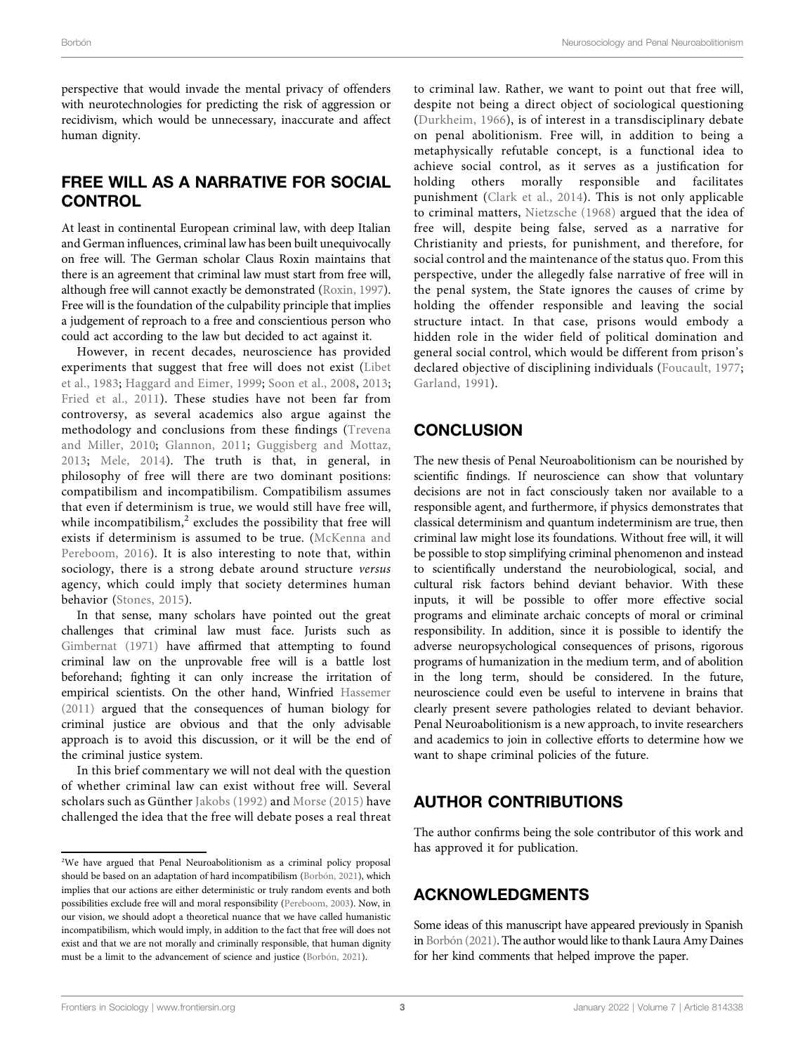perspective that would invade the mental privacy of offenders with neurotechnologies for predicting the risk of aggression or recidivism, which would be unnecessary, inaccurate and affect human dignity.

## FREE WILL AS A NARRATIVE FOR SOCIAL CONTROL

At least in continental European criminal law, with deep Italian and German influences, criminal law has been built unequivocally on free will. The German scholar Claus Roxin maintains that there is an agreement that criminal law must start from free will, although free will cannot exactly be demonstrated (Roxin, 1997). Free will is the foundation of the culpability principle that implies a judgement of reproach to a free and conscientious person who could act according to the law but decided to act against it.

However, in recent decades, neuroscience has provided experiments that suggest that free will does not exist (Libet et al., 1983; Haggard and Eimer, 1999; Soon et al., 2008, 2013; Fried et al., 2011). These studies have not been far from controversy, as several academics also argue against the methodology and conclusions from these findings (Trevena and Miller, 2010; Glannon, 2011; Guggisberg and Mottaz, 2013; Mele, 2014). The truth is that, in general, in philosophy of free will there are two dominant positions: compatibilism and incompatibilism. Compatibilism assumes that even if determinism is true, we would still have free will, while incompatibilism,[2] excludes the possibility that free will exists if determinism is assumed to be true. (McKenna and Pereboom, 2016). It is also interesting to note that, within sociology, there is a strong debate around structure *versus* agency, which could imply that society determines human behavior (Stones, 2015).

In that sense, many scholars have pointed out the great challenges that criminal law must face. Jurists such as Gimbernat (1971) have affirmed that attempting to found criminal law on the unprovable free will is a battle lost beforehand; fighting it can only increase the irritation of empirical scientists. On the other hand, Winfried Hassemer (2011) argued that the consequences of human biology for criminal justice are obvious and that the only advisable approach is to avoid this discussion, or it will be the end of the criminal justice system.

In this brief commentary we will not deal with the question of whether criminal law can exist without free will. Several scholars such as Günther Jakobs (1992) and Morse (2015) have challenged the idea that the free will debate poses a real threat to criminal law. Rather, we want to point out that free will, despite not being a direct object of sociological questioning (Durkheim, 1966), is of interest in a transdisciplinary debate on penal abolitionism. Free will, in addition to being a metaphysically refutable concept, is a functional idea to achieve social control, as it serves as a justification for holding others morally responsible and facilitates punishment (Clark et al., 2014). This is not only applicable to criminal matters, Nietzsche (1968) argued that the idea of free will, despite being false, served as a narrative for Christianity and priests, for punishment, and therefore, for social control and the maintenance of the status quo. From this perspective, under the allegedly false narrative of free will in the penal system, the State ignores the causes of crime by holding the offender responsible and leaving the social structure intact. In that case, prisons would embody a hidden role in the wider field of political domination and general social control, which would be different from prison's declared objective of disciplining individuals (Foucault, 1977; Garland, 1991).

## CONCLUSION

The new thesis of Penal Neuroabolitionism can be nourished by scientific findings. If neuroscience can show that voluntary decisions are not in fact consciously taken nor available to a responsible agent, and furthermore, if physics demonstrates that classical determinism and quantum indeterminism are true, then criminal law might lose its foundations. Without free will, it will be possible to stop simplifying criminal phenomenon and instead to scientifically understand the neurobiological, social, and cultural risk factors behind deviant behavior. With these inputs, it will be possible to offer more effective social programs and eliminate archaic concepts of moral or criminal responsibility. In addition, since it is possible to identify the adverse neuropsychological consequences of prisons, rigorous programs of humanization in the medium term, and of abolition in the long term, should be considered. In the future, neuroscience could even be useful to intervene in brains that clearly present severe pathologies related to deviant behavior. Penal Neuroabolitionism is a new approach, to invite researchers and academics to join in collective efforts to determine how we want to shape criminal policies of the future.

## AUTHOR CONTRIBUTIONS

The author confirms being the sole contributor of this work and has approved it for publication.

## ACKNOWLEDGMENTS

Some ideas of this manuscript have appeared previously in Spanish in Borbón (2021). The author would like to thank Laura Amy Daines for her kind comments that helped improve the paper.

---

[2] We have argued that Penal Neuroabolitionism as a criminal policy proposal should be based on an adaptation of hard incompatibilism (Borbón, 2021), which implies that our actions are either deterministic or truly random events and both possibilities exclude free will and moral responsibility (Pereboom, 2003). Now, in our vision, we should adopt a theoretical nuance that we have called humanistic incompatibilism, which would imply, in addition to the fact that free will does not exist and that we are not morally and criminally responsible, that human dignity must be a limit to the advancement of science and justice (Borbón, 2021).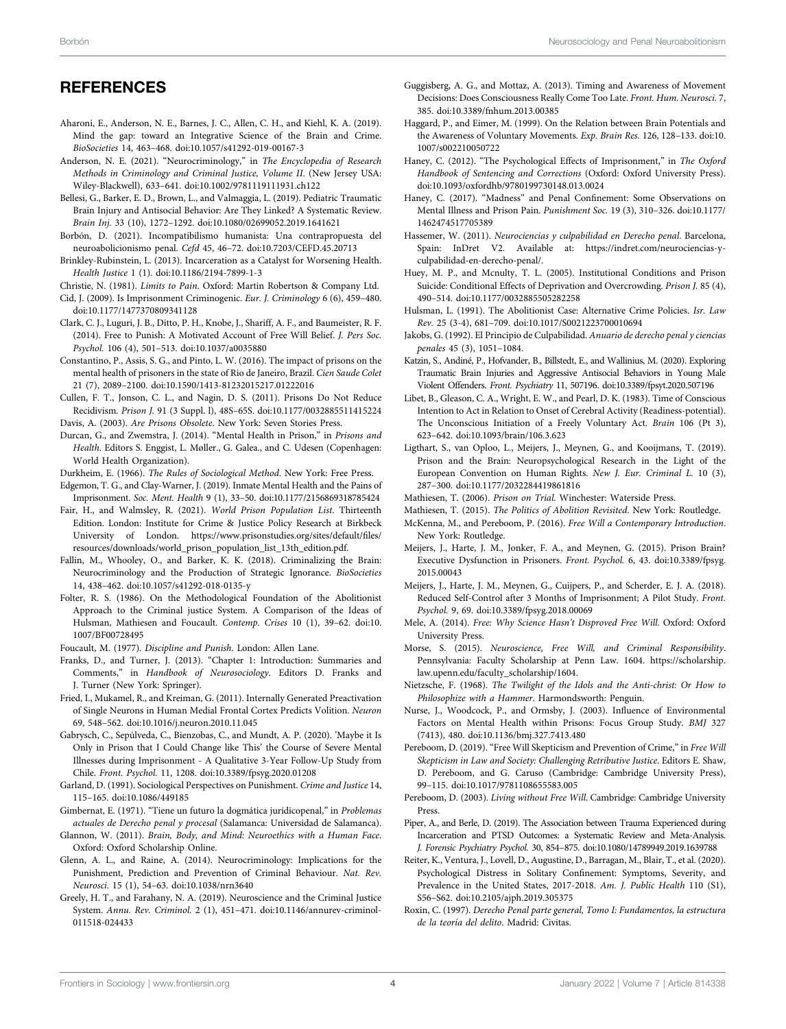## REFERENCES

Aharoni, E., Anderson, N. E., Barnes, J. C., Allen, C. H., and Kiehl, K. A. (2019). Mind the gap: toward an Integrative Science of the Brain and Crime. *BioSocieties* 14, 463–468. doi:10.1057/s41292-019-00167-3

Anderson, N. E. (2021). "Neurocriminology," in *The Encyclopedia of Research Methods in Criminology and Criminal Justice, Volume II*. (New Jersey USA: Wiley-Blackwell), 633–641. doi:10.1002/9781119111931.ch122

Bellesi, G., Barker, E. D., Brown, L., and Valmaggia, L. (2019). Pediatric Traumatic Brain Injury and Antisocial Behavior: Are They Linked? A Systematic Review. *Brain Inj.* 33 (10), 1272–1292. doi:10.1080/02699052.2019.1641621

Borbón, D. (2021). Incompatibilismo humanista: Una contrapropuesta del neuroabolicionismo penal. *Cefd* 45, 46–72. doi:10.7203/CEFD.45.20713

Brinkley-Rubinstein, L. (2013). Incarceration as a Catalyst for Worsening Health. *Health Justice* 1 (1). doi:10.1186/2194-7899-1-3

Christie, N. (1981). *Limits to Pain*. Oxford: Martin Robertson & Company Ltd.

Cid, J. (2009). Is Imprisonment Criminogenic. *Eur. J. Criminology* 6 (6), 459–480. doi:10.1177/1477370809341128

Clark, C. J., Luguri, J. B., Ditto, P. H., Knobe, J., Shariff, A. F., and Baumeister, R. F. (2014). Free to Punish: A Motivated Account of Free Will Belief. *J. Pers Soc. Psychol.* 106 (4), 501–513. doi:10.1037/a0035880

Constantino, P., Assis, S. G., and Pinto, L. W. (2016). The impact of prisons on the mental health of prisoners in the state of Rio de Janeiro, Brazil. *Cien Saude Colet* 21 (7), 2089–2100. doi:10.1590/1413-81232015217.01222016

Cullen, F. T., Jonson, C. L., and Nagin, D. S. (2011). Prisons Do Not Reduce Recidivism. *Prison J.* 91 (3 Suppl. l), 48S–65S. doi:10.1177/0032885511415224

Davis, A. (2003). *Are Prisons Obsolete*. New York: Seven Stories Press.

Durcan, G., and Zwemstra, J. (2014). "Mental Health in Prison," in *Prisons and Health*. Editors S. Enggist, L. Møller., G. Galea., and C. Udesen (Copenhagen: World Health Organization).

Durkheim, E. (1966). *The Rules of Sociological Method*. New York: Free Press.

Edgemon, T. G., and Clay-Warner, J. (2019). Inmate Mental Health and the Pains of Imprisonment. *Soc. Ment. Health* 9 (1), 33–50. doi:10.1177/2156869318785424

Fair, H., and Walmsley, R. (2021). *World Prison Population List*. Thirteenth Edition. London: Institute for Crime & Justice Policy Research at Birkbeck University of London. https://www.prisonstudies.org/sites/default/files/resources/downloads/world_prison_population_list_13th_edition.pdf.

Fallin, M., Whooley, O., and Barker, K. K. (2018). Criminalizing the Brain: Neurocriminology and the Production of Strategic Ignorance. *BioSocieties* 14, 438–462. doi:10.1057/s41292-018-0135-y

Folter, R. S. (1986). On the Methodological Foundation of the Abolitionist Approach to the Criminal justice System. A Comparison of the Ideas of Hulsman, Mathiesen and Foucault. *Contemp. Crises* 10 (1), 39–62. doi:10.1007/BF00728495

Foucault, M. (1977). *Discipline and Punish*. London: Allen Lane.

Franks, D., and Turner, J. (2013). "Chapter 1: Introduction: Summaries and Comments," in *Handbook of Neurosociology*. Editors D. Franks and J. Turner (New York: Springer).

Fried, I., Mukamel, R., and Kreiman, G. (2011). Internally Generated Preactivation of Single Neurons in Human Medial Frontal Cortex Predicts Volition. *Neuron* 69, 548–562. doi:10.1016/j.neuron.2010.11.045

Gabrysch, C., Sepúlveda, C., Bienzobas, C., and Mundt, A. P. (2020). 'Maybe it Is Only in Prison that I Could Change like This' the Course of Severe Mental Illnesses during Imprisonment - A Qualitative 3-Year Follow-Up Study from Chile. *Front. Psychol.* 11, 1208. doi:10.3389/fpsyg.2020.01208

Garland, D. (1991). Sociological Perspectives on Punishment. *Crime and Justice* 14, 115–165. doi:10.1086/449185

Gimbernat, E. (1971). "Tiene un futuro la dogmática jurídicopenal," in *Problemas actuales de Derecho penal y procesal* (Salamanca: Universidad de Salamanca).

Glannon, W. (2011). *Brain, Body, and Mind: Neuroethics with a Human Face*. Oxford: Oxford Scholarship Online.

Glenn, A. L., and Raine, A. (2014). Neurocriminology: Implications for the Punishment, Prediction and Prevention of Criminal Behaviour. *Nat. Rev. Neurosci.* 15 (1), 54–63. doi:10.1038/nrn3640

Greely, H. T., and Farahany, N. A. (2019). Neuroscience and the Criminal Justice System. *Annu. Rev. Criminol.* 2 (1), 451–471. doi:10.1146/annurev-criminol-011518-024433

Guggisberg, A. G., and Mottaz, A. (2013). Timing and Awareness of Movement Decisions: Does Consciousness Really Come Too Late. *Front. Hum. Neurosci.* 7, 385. doi:10.3389/fnhum.2013.00385

Haggard, P., and Eimer, M. (1999). On the Relation between Brain Potentials and the Awareness of Voluntary Movements. *Exp. Brain Res.* 126, 128–133. doi:10.1007/s002210050722

Haney, C. (2012). "The Psychological Effects of Imprisonment," in *The Oxford Handbook of Sentencing and Corrections* (Oxford: Oxford University Press). doi:10.1093/oxfordhb/9780199730148.013.0024

Haney, C. (2017). "Madness" and Penal Confinement: Some Observations on Mental Illness and Prison Pain. *Punishment Soc.* 19 (3), 310–326. doi:10.1177/1462474517705389

Hassemer, W. (2011). *Neurociencias y culpabilidad en Derecho penal*. Barcelona, Spain: InDret V2. Available at: https://indret.com/neurociencias-y-culpabilidad-en-derecho-penal/.

Huey, M. P., and Mcnulty, T. L. (2005). Institutional Conditions and Prison Suicide: Conditional Effects of Deprivation and Overcrowding. *Prison J.* 85 (4), 490–514. doi:10.1177/0032885505282258

Hulsman, L. (1991). The Abolitionist Case: Alternative Crime Policies. *Isr. Law Rev.* 25 (3-4), 681–709. doi:10.1017/S0021223700010694

Jakobs, G. (1992). El Principio de Culpabilidad. *Anuario de derecho penal y ciencias penales* 45 (3), 1051–1084.

Katzin, S., Andiné, P., Hofvander, B., Billstedt, E., and Wallinius, M. (2020). Exploring Traumatic Brain Injuries and Aggressive Antisocial Behaviors in Young Male Violent Offenders. *Front. Psychiatry* 11, 507196. doi:10.3389/fpsyt.2020.507196

Libet, B., Gleason, C. A., Wright, E. W., and Pearl, D. K. (1983). Time of Conscious Intention to Act in Relation to Onset of Cerebral Activity (Readiness-potential). The Unconscious Initiation of a Freely Voluntary Act. *Brain* 106 (Pt 3), 623–642. doi:10.1093/brain/106.3.623

Ligthart, S., van Oploo, L., Meijers, J., Meynen, G., and Kooijmans, T. (2019). Prison and the Brain: Neuropsychological Research in the Light of the European Convention on Human Rights. *New J. Eur. Criminal L.* 10 (3), 287–300. doi:10.1177/2032284419861816

Mathiesen, T. (2006). *Prison on Trial*. Winchester: Waterside Press.

Mathiesen, T. (2015). *The Politics of Abolition Revisited*. New York: Routledge.

McKenna, M., and Pereboom, P. (2016). *Free Will a Contemporary Introduction*. New York: Routledge.

Meijers, J., Harte, J. M., Jonker, F. A., and Meynen, G. (2015). Prison Brain? Executive Dysfunction in Prisoners. *Front. Psychol.* 6, 43. doi:10.3389/fpsyg.2015.00043

Meijers, J., Harte, J. M., Meynen, G., Cuijpers, P., and Scherder, E. J. A. (2018). Reduced Self-Control after 3 Months of Imprisonment; A Pilot Study. *Front. Psychol.* 9, 69. doi:10.3389/fpsyg.2018.00069

Mele, A. (2014). *Free: Why Science Hasn't Disproved Free Will*. Oxford: Oxford University Press.

Morse, S. (2015). *Neuroscience, Free Will, and Criminal Responsibility*. Pennsylvania: Faculty Scholarship at Penn Law. 1604. https://scholarship.law.upenn.edu/faculty_scholarship/1604.

Nietzsche, F. (1968). *The Twilight of the Idols and the Anti-christ: Or How to Philosophize with a Hammer*. Harmondsworth: Penguin.

Nurse, J., Woodcock, P., and Ormsby, J. (2003). Influence of Environmental Factors on Mental Health within Prisons: Focus Group Study. *BMJ* 327 (7413), 480. doi:10.1136/bmj.327.7413.480

Pereboom, D. (2019). "Free Will Skepticism and Prevention of Crime," in *Free Will Skepticism in Law and Society: Challenging Retributive Justice*. Editors E. Shaw, D. Pereboom, and G. Caruso (Cambridge: Cambridge University Press), 99–115. doi:10.1017/9781108655583.005

Pereboom, D. (2003). *Living without Free Will*. Cambridge: Cambridge University Press.

Piper, A., and Berle, D. (2019). The Association between Trauma Experienced during Incarceration and PTSD Outcomes: a Systematic Review and Meta-Analysis. *J. Forensic Psychiatry Psychol.* 30, 854–875. doi:10.1080/14789949.2019.1639788

Reiter, K., Ventura, J., Lovell, D., Augustine, D., Barragan, M., Blair, T., et al. (2020). Psychological Distress in Solitary Confinement: Symptoms, Severity, and Prevalence in the United States, 2017-2018. *Am. J. Public Health* 110 (S1), S56–S62. doi:10.2105/ajph.2019.305375

Roxin, C. (1997). *Derecho Penal parte general, Tomo I: Fundamentos, la estructura de la teoría del delito*. Madrid: Civitas.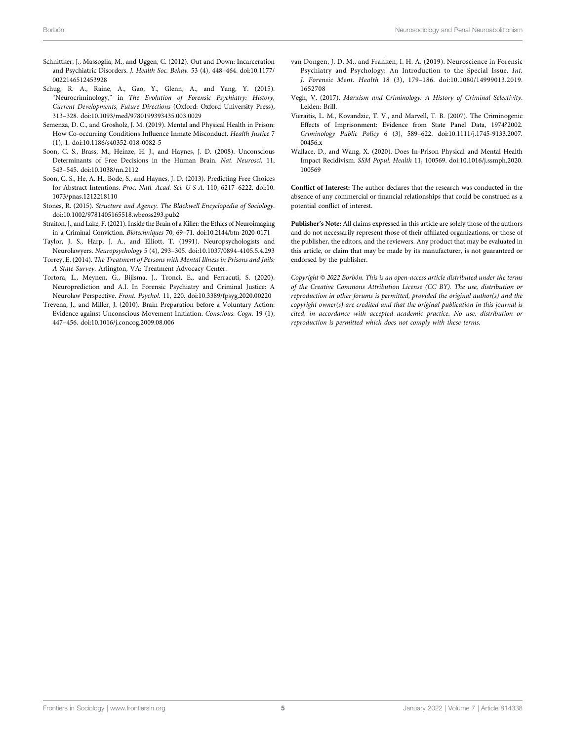Schnittker, J., Massoglia, M., and Uggen, C. (2012). Out and Down: Incarceration and Psychiatric Disorders. *J. Health Soc. Behav.* 53 (4), 448–464. doi:10.1177/0022146512453928

Schug, R. A., Raine, A., Gao, Y., Glenn, A., and Yang, Y. (2015). "Neurocriminology," in *The Evolution of Forensic Psychiatry: History, Current Developments, Future Directions* (Oxford: Oxford University Press), 313–328. doi:10.1093/med/9780199393435.003.0029

Semenza, D. C., and Grosholz, J. M. (2019). Mental and Physical Health in Prison: How Co-occurring Conditions Influence Inmate Misconduct. *Health Justice* 7 (1), 1. doi:10.1186/s40352-018-0082-5

Soon, C. S., Brass, M., Heinze, H. J., and Haynes, J. D. (2008). Unconscious Determinants of Free Decisions in the Human Brain. *Nat. Neurosci.* 11, 543–545. doi:10.1038/nn.2112

Soon, C. S., He, A. H., Bode, S., and Haynes, J. D. (2013). Predicting Free Choices for Abstract Intentions. *Proc. Natl. Acad. Sci. U S A.* 110, 6217–6222. doi:10.1073/pnas.1212218110

Stones, R. (2015). *Structure and Agency. The Blackwell Encyclopedia of Sociology*. doi:10.1002/9781405165518.wbeoss293.pub2

Straiton, J., and Lake, F. (2021). Inside the Brain of a Killer: the Ethics of Neuroimaging in a Criminal Conviction. *Biotechniques* 70, 69–71. doi:10.2144/btn-2020-0171

Taylor, J. S., Harp, J. A., and Elliott, T. (1991). Neuropsychologists and Neurolawyers. *Neuropsychology* 5 (4), 293–305. doi:10.1037/0894-4105.5.4.293

Torrey, E. (2014). *The Treatment of Persons with Mental Illness in Prisons and Jails: A State Survey*. Arlington, VA: Treatment Advocacy Center.

Tortora, L., Meynen, G., Bijlsma, J., Tronci, E., and Ferracuti, S. (2020). Neuroprediction and A.I. In Forensic Psychiatry and Criminal Justice: A Neurolaw Perspective. *Front. Psychol.* 11, 220. doi:10.3389/fpsyg.2020.00220

Trevena, J., and Miller, J. (2010). Brain Preparation before a Voluntary Action: Evidence against Unconscious Movement Initiation. *Conscious. Cogn.* 19 (1), 447–456. doi:10.1016/j.concog.2009.08.006

van Dongen, J. D. M., and Franken, I. H. A. (2019). Neuroscience in Forensic Psychiatry and Psychology: An Introduction to the Special Issue. *Int. J. Forensic Ment. Health* 18 (3), 179–186. doi:10.1080/14999013.2019.1652708

Vegh, V. (2017). *Marxism and Criminology: A History of Criminal Selectivity*. Leiden: Brill.

Vieraitis, L. M., Kovandzic, T. V., and Marvell, T. B. (2007). The Criminogenic Effects of Imprisonment: Evidence from State Panel Data, 1974?2002. *Criminology Public Policy* 6 (3), 589–622. doi:10.1111/j.1745-9133.2007.00456.x

Wallace, D., and Wang, X. (2020). Does In-Prison Physical and Mental Health Impact Recidivism. *SSM Popul. Health* 11, 100569. doi:10.1016/j.ssmph.2020.100569

**Conflict of Interest:** The author declares that the research was conducted in the absence of any commercial or financial relationships that could be construed as a potential conflict of interest.

**Publisher's Note:** All claims expressed in this article are solely those of the authors and do not necessarily represent those of their affiliated organizations, or those of the publisher, the editors, and the reviewers. Any product that may be evaluated in this article, or claim that may be made by its manufacturer, is not guaranteed or endorsed by the publisher.

*Copyright © 2022 Borbón. This is an open-access article distributed under the terms of the Creative Commons Attribution License (CC BY). The use, distribution or reproduction in other forums is permitted, provided the original author(s) and the copyright owner(s) are credited and that the original publication in this journal is cited, in accordance with accepted academic practice. No use, distribution or reproduction is permitted which does not comply with these terms.*